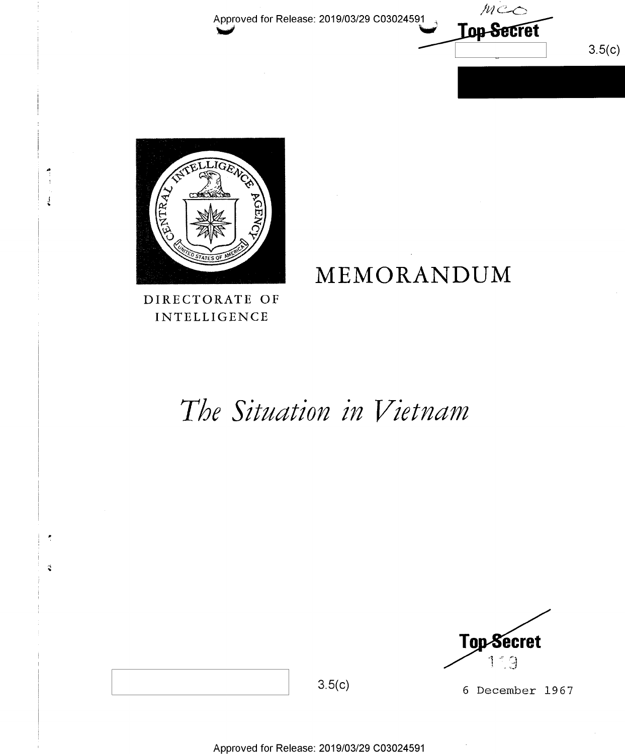Approved for Release: 2019/03/29 C03024591

Top Secret

3.5(c)

DIRECTORATE OF INTELLIGENCE

# MEMORANDUM

## *The Situation in Vietnam*

Top Secret

3.5(c)

6 December 1967

Approved for Release: 2019/03/29 C03024591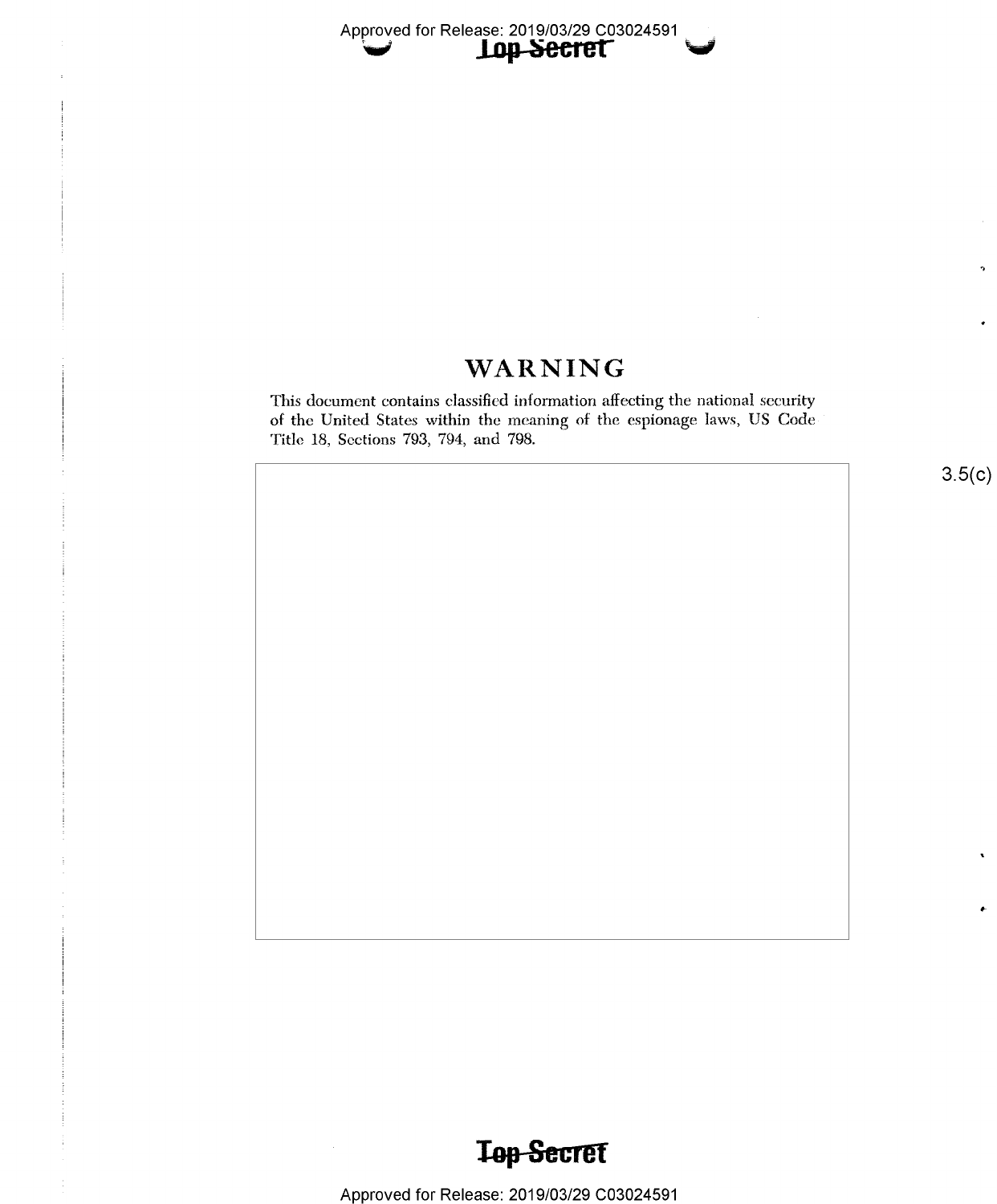# WARNING

This document contains classified information affecting the national security of the United States within the meaning of the espionage laws, US Code Title 18, Sections 793, 794, and 798.

3.5(c)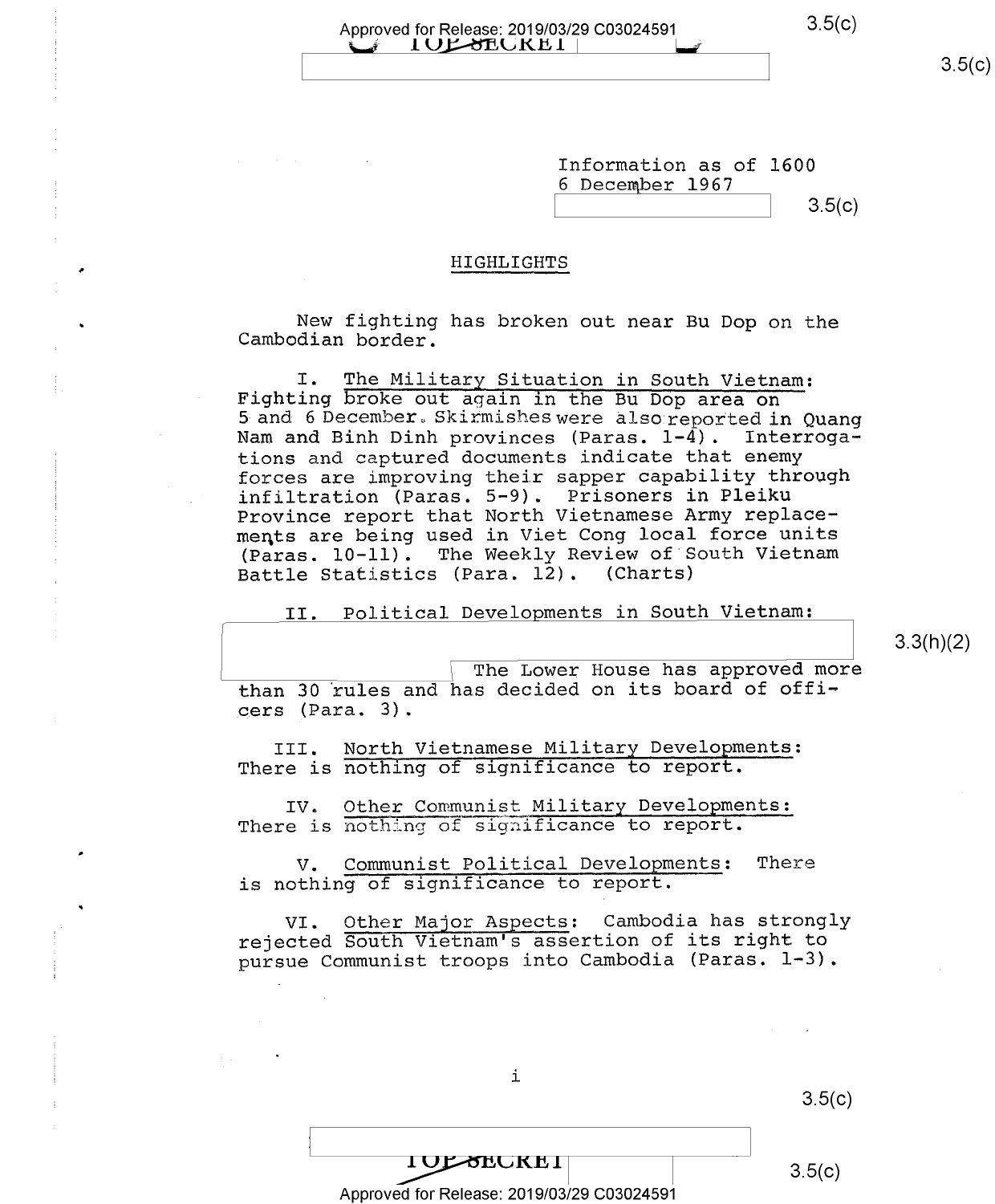Information as of 1600
6 December 1967

## HIGHLIGHTS

New fighting has broken out near Bu Dop on the Cambodian border.

I. The Military Situation in South Vietnam: Fighting broke out again in the Bu Dop area on 5 and 6 December. Skirmishes were also reported in Quang Nam and Binh Dinh provinces (Paras. 1-4). Interrogations and captured documents indicate that enemy forces are improving their sapper capability through infiltration (Paras. 5-9). Prisoners in Pleiku Province report that North Vietnamese Army replacements are being used in Viet Cong local force units (Paras. 10-11). The Weekly Review of South Vietnam Battle Statistics (Para. 12). (Charts)

II. Political Developments in South Vietnam: The Lower House has approved more than 30 rules and has decided on its board of officers (Para. 3).

III. North Vietnamese Military Developments: There is nothing of significance to report.

IV. Other Communist Military Developments: There is nothing of significance to report.

V. Communist Political Developments: There is nothing of significance to report.

VI. Other Major Aspects: Cambodia has strongly rejected South Vietnam's assertion of its right to pursue Communist troops into Cambodia (Paras. 1-3).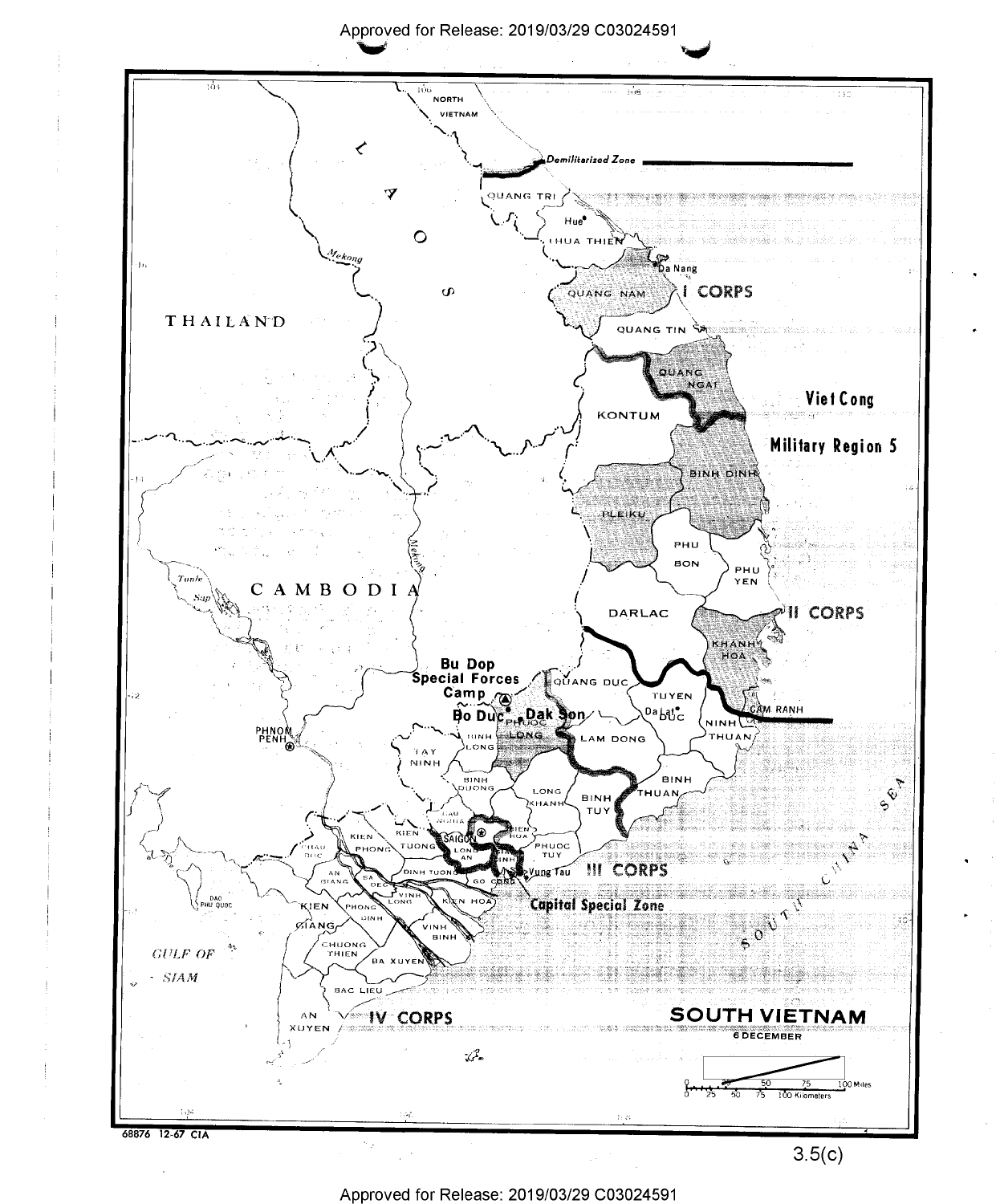# SOUTH VIETNAM

6 DECEMBER

Demilitarized Zone

I CORPS

II CORPS

III CORPS

IV CORPS

Viet Cong Military Region 5

Capital Special Zone

Bu Dop Special Forces Camp

Bo Duc

Dak Son

68876 12-67 CIA

3.5(c)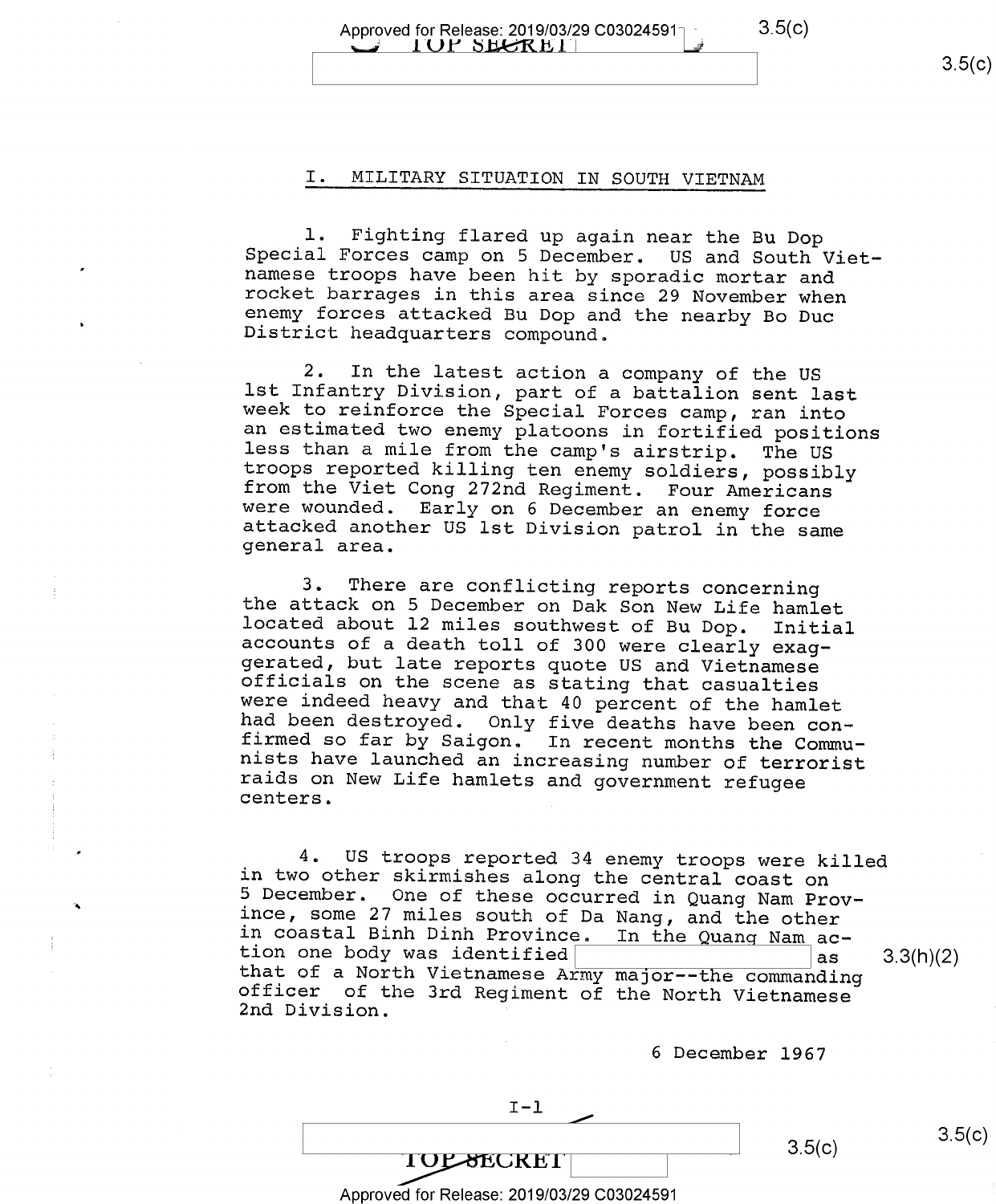## I. MILITARY SITUATION IN SOUTH VIETNAM

1. Fighting flared up again near the Bu Dop Special Forces camp on 5 December. US and South Vietnamese troops have been hit by sporadic mortar and rocket barrages in this area since 29 November when enemy forces attacked Bu Dop and the nearby Bo Duc District headquarters compound.

2. In the latest action a company of the US 1st Infantry Division, part of a battalion sent last week to reinforce the Special Forces camp, ran into an estimated two enemy platoons in fortified positions less than a mile from the camp's airstrip. The US troops reported killing ten enemy soldiers, possibly from the Viet Cong 272nd Regiment. Four Americans were wounded. Early on 6 December an enemy force attacked another US 1st Division patrol in the same general area.

3. There are conflicting reports concerning the attack on 5 December on Dak Son New Life hamlet located about 12 miles southwest of Bu Dop. Initial accounts of a death toll of 300 were clearly exaggerated, but late reports quote US and Vietnamese officials on the scene as stating that casualties were indeed heavy and that 40 percent of the hamlet had been destroyed. Only five deaths have been confirmed so far by Saigon. In recent months the Communists have launched an increasing number of terrorist raids on New Life hamlets and government refugee centers.

4. US troops reported 34 enemy troops were killed in two other skirmishes along the central coast on 5 December. One of these occurred in Quang Nam Province, some 27 miles south of Da Nang, and the other in coastal Binh Dinh Province. In the Quang Nam action one body was identified [redacted] as that of a North Vietnamese Army major--the commanding officer of the 3rd Regiment of the North Vietnamese 2nd Division.

6 December 1967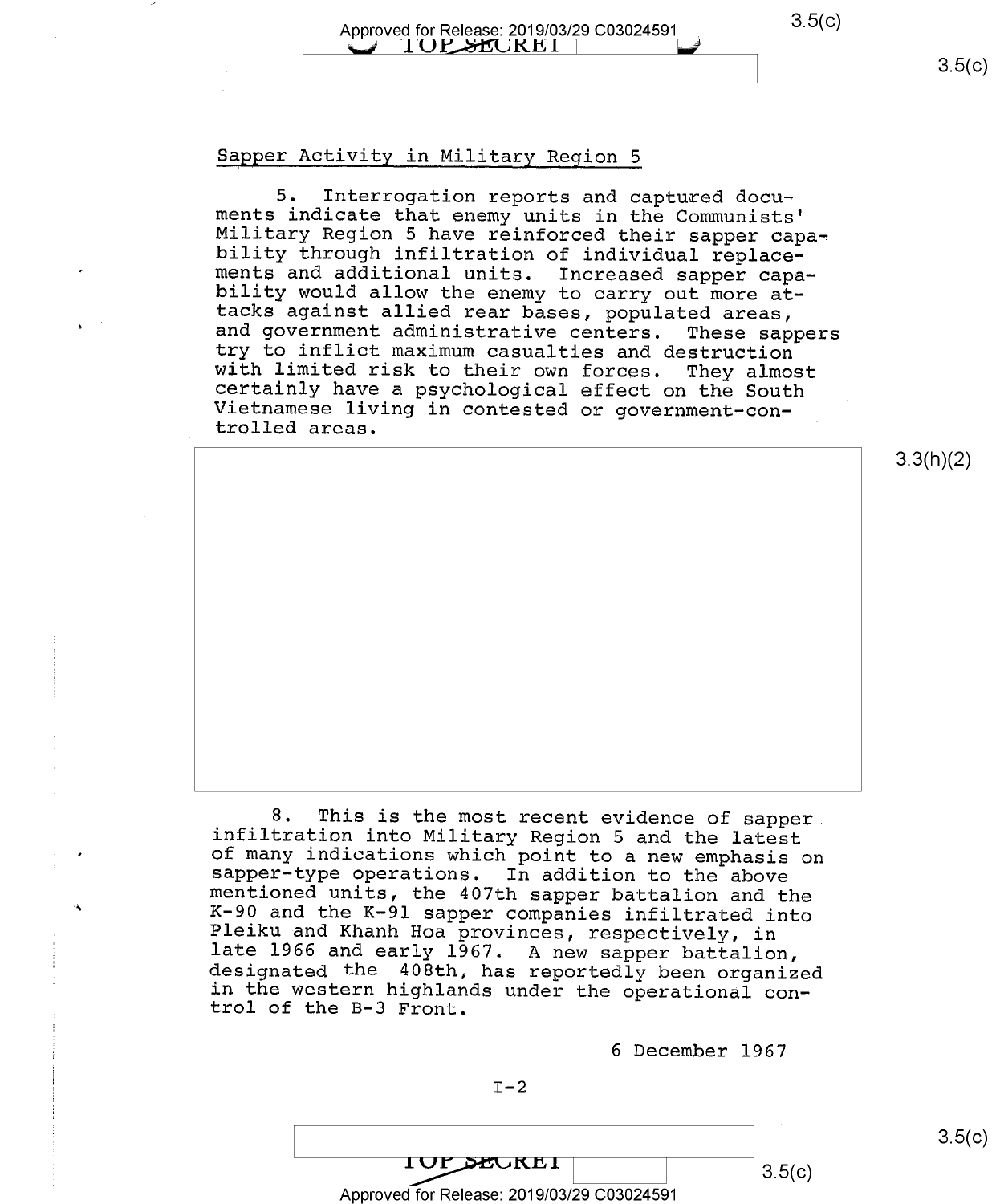## Sapper Activity in Military Region 5

5. Interrogation reports and captured documents indicate that enemy units in the Communists' Military Region 5 have reinforced their sapper capability through infiltration of individual replacements and additional units. Increased sapper capability would allow the enemy to carry out more attacks against allied rear bases, populated areas, and government administrative centers. These sappers try to inflict maximum casualties and destruction with limited risk to their own forces. They almost certainly have a psychological effect on the South Vietnamese living in contested or government-controlled areas.

8. This is the most recent evidence of sapper infiltration into Military Region 5 and the latest of many indications which point to a new emphasis on sapper-type operations. In addition to the above mentioned units, the 407th sapper battalion and the K-90 and the K-91 sapper companies infiltrated into Pleiku and Khanh Hoa provinces, respectively, in late 1966 and early 1967. A new sapper battalion, designated the 408th, has reportedly been organized in the western highlands under the operational control of the B-3 Front.

6 December 1967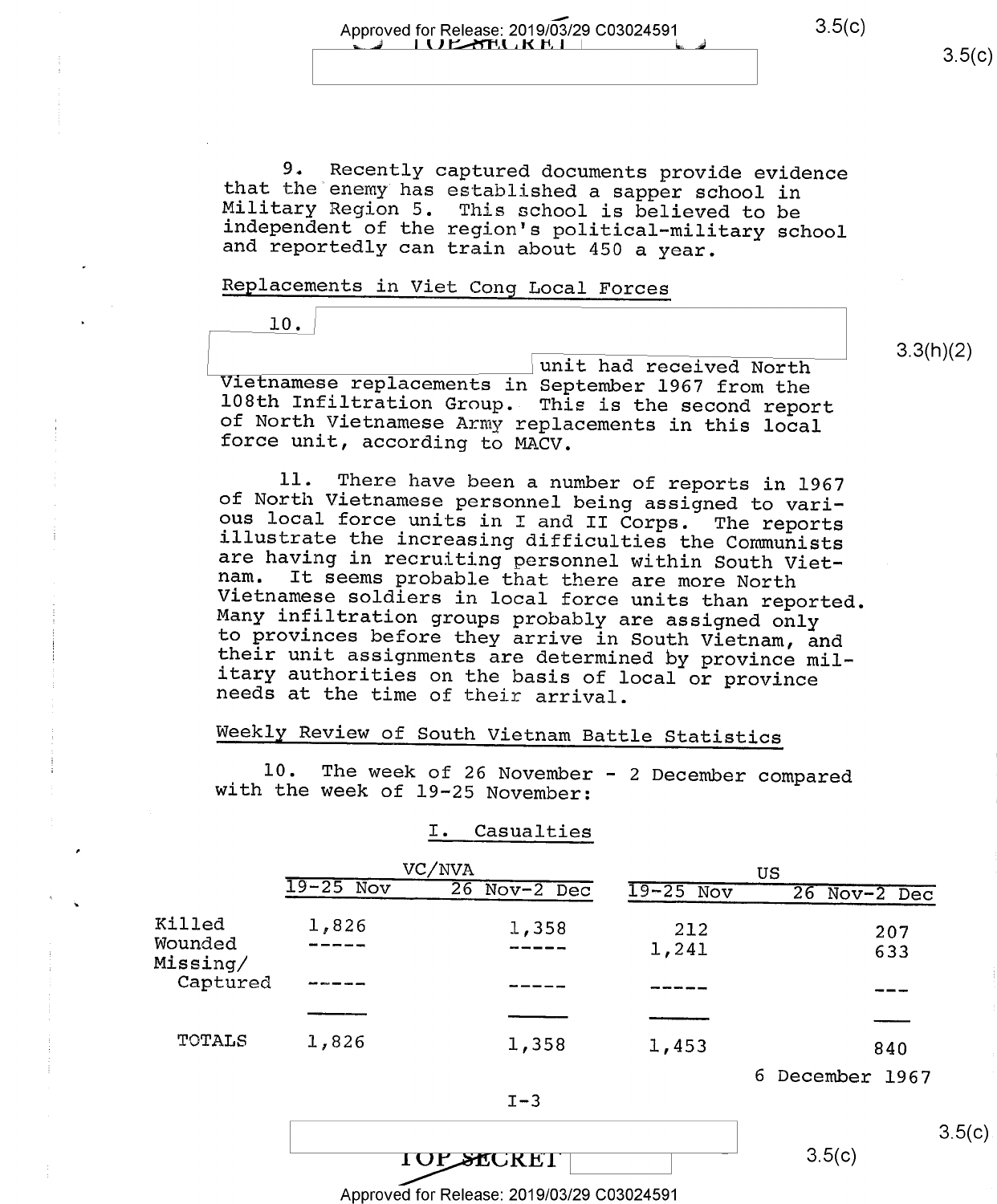9. Recently captured documents provide evidence that the enemy has established a sapper school in Military Region 5. This school is believed to be independent of the region's political-military school and reportedly can train about 450 a year.

Replacements in Viet Cong Local Forces

10. [redacted] unit had received North Vietnamese replacements in September 1967 from the 108th Infiltration Group. This is the second report of North Vietnamese Army replacements in this local force unit, according to MACV.

11. There have been a number of reports in 1967 of North Vietnamese personnel being assigned to various local force units in I and II Corps. The reports illustrate the increasing difficulties the Communists are having in recruiting personnel within South Vietnam. It seems probable that there are more North Vietnamese soldiers in local force units than reported. Many infiltration groups probably are assigned only to provinces before they arrive in South Vietnam, and their unit assignments are determined by province military authorities on the basis of local or province needs at the time of their arrival.

Weekly Review of South Vietnam Battle Statistics

10. The week of 26 November - 2 December compared with the week of 19-25 November:

I. Casualties

| | VC/NVA | | US | |
|---|---|---|---|---|
| | 19-25 Nov | 26 Nov-2 Dec | 19-25 Nov | 26 Nov-2 Dec |
| Killed | 1,826 | 1,358 | 212 | 207 |
| Wounded | ----- | ----- | 1,241 | 633 |
| Missing/ Captured | ----- | ----- | ----- | --- |
| TOTALS | 1,826 | 1,358 | 1,453 | 840 |

6 December 1967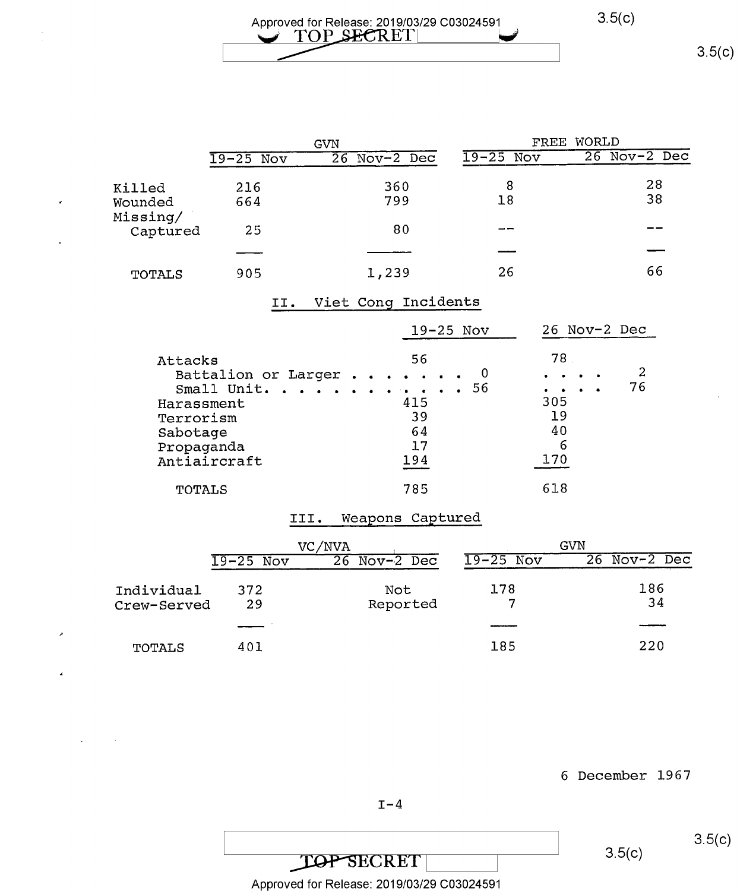| | GVN | | FREE WORLD | |
|---|---|---|---|---|
| | 19-25 Nov | 26 Nov-2 Dec | 19-25 Nov | 26 Nov-2 Dec |
| Killed | 216 | 360 | 8 | 28 |
| Wounded | 664 | 799 | 18 | 38 |
| Missing/ Captured | 25 | 80 | -- | -- |
| TOTALS | 905 | 1,239 | 26 | 66 |

## II. Viet Cong Incidents

| | 19-25 Nov | | 26 Nov-2 Dec | |
|---|---|---|---|---|
| Attacks | 56 | | 78 | |
| Battalion or Larger | | 0 | | 2 |
| Small Unit | | 56 | | 76 |
| Harassment | 415 | | 305 | |
| Terrorism | 39 | | 19 | |
| Sabotage | 64 | | 40 | |
| Propaganda | 17 | | 6 | |
| Antiaircraft | 194 | | 170 | |
| TOTALS | 785 | | 618 | |

## III. Weapons Captured

| | VC/NVA | | GVN | |
|---|---|---|---|---|
| | 19-25 Nov | 26 Nov-2 Dec | 19-25 Nov | 26 Nov-2 Dec |
| Individual | 372 | Not Reported | 178 | 186 |
| Crew-Served | 29 | | 7 | 34 |
| TOTALS | 401 | | 185 | 220 |

6 December 1967

I-4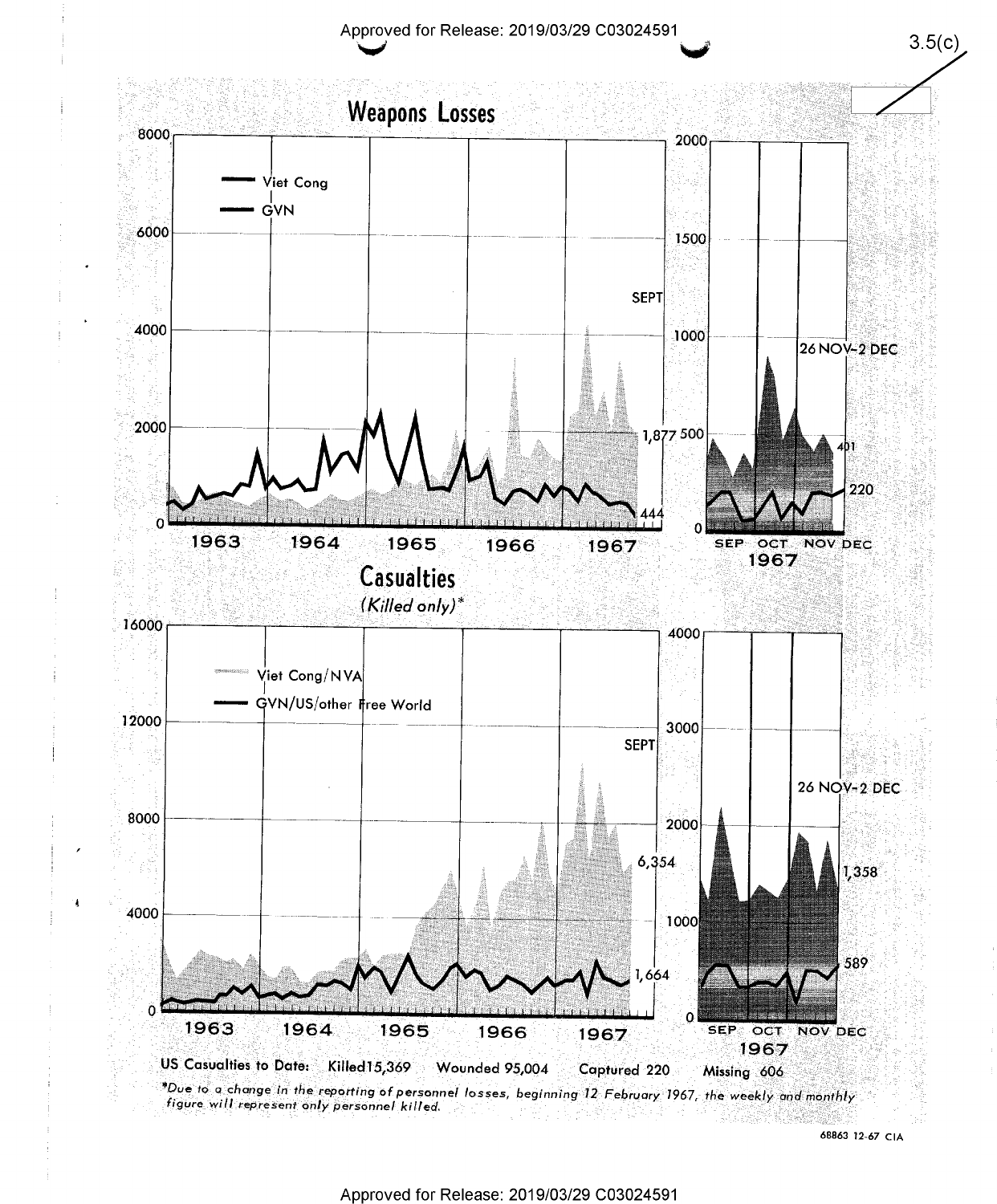3.5(c)

## Weapons Losses

Viet Cong
GVN

SEPT

1,877

444

1963 1964 1965 1966 1967

26 NOV-2 DEC

401

220

SEP OCT NOV DEC
1967

## Casualties

*(Killed only)**

Viet Cong/NVA
GVN/US/other Free World

SEPT

6,354

1,664

1963 1964 1965 1966 1967

26 NOV-2 DEC

1,358

589

SEP OCT NOV DEC
1967

**US Casualties to Date:** Killed 15,369 Wounded 95,004 Captured 220 Missing 606

**Due to a change in the reporting of personnel losses, beginning 12 February 1967, the weekly and monthly figure will represent only personnel killed.*

68863 12-67 CIA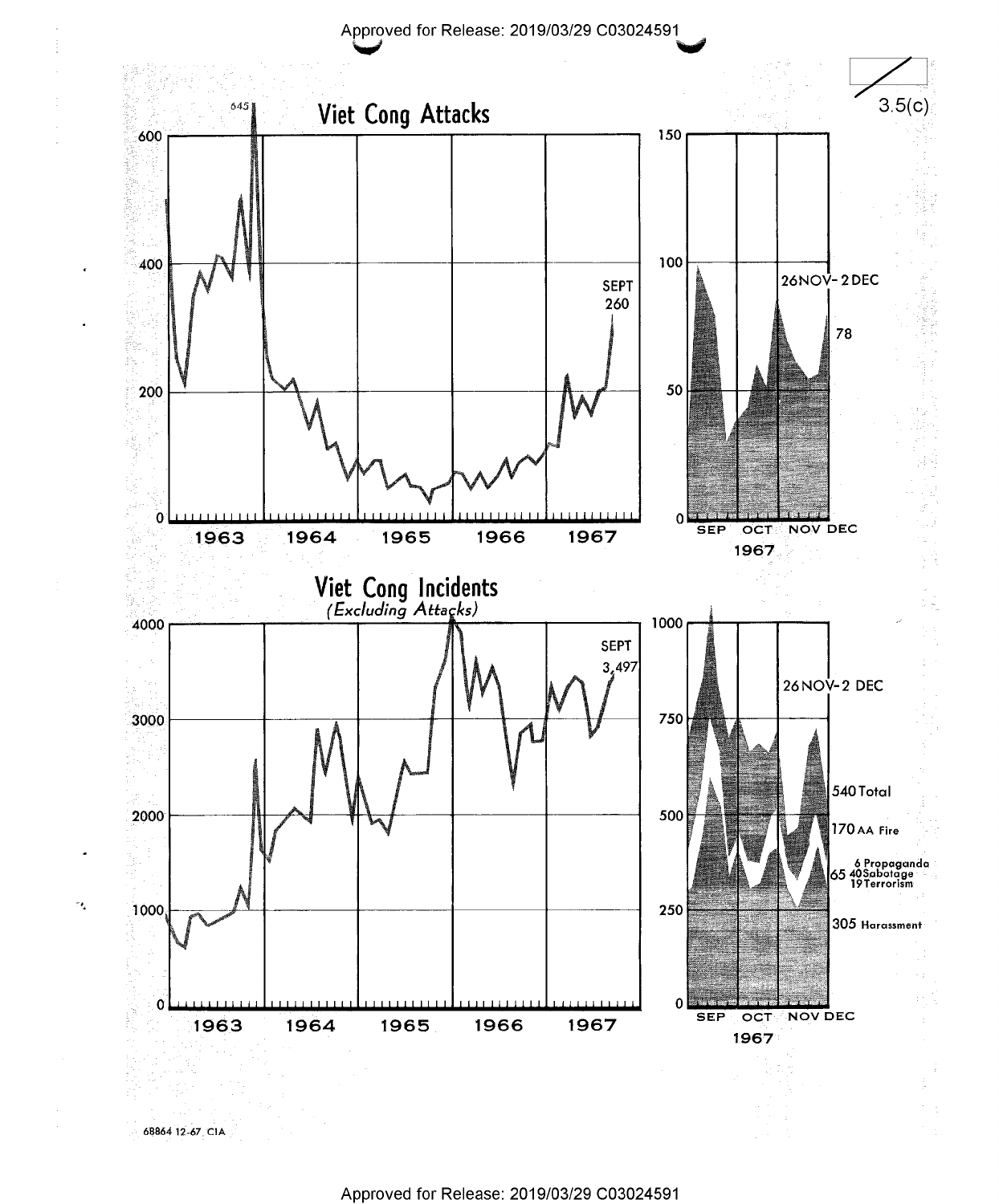3.5(c)

## Viet Cong Attacks

645

SEPT 260

26NOV- 2DEC

78

1963 1964 1965 1966 1967

SEP OCT NOV DEC 1967

## Viet Cong Incidents

*(Excluding Attacks)*

SEPT 3,497

26NOV- 2 DEC

540 Total

170 AA Fire

65 — 6 Propaganda, 40 Sabotage, 19 Terrorism

305 Harassment

1963 1964 1965 1966 1967

SEP OCT NOV DEC 1967

68864 12-67 CIA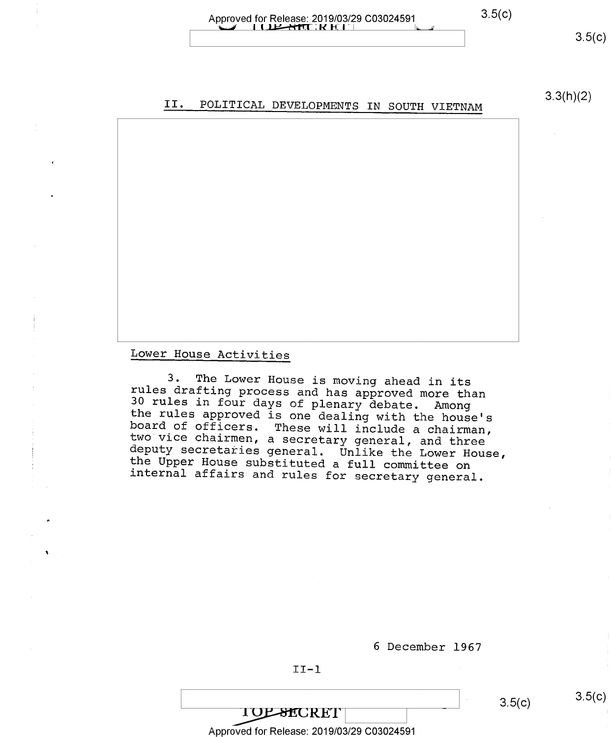## II. POLITICAL DEVELOPMENTS IN SOUTH VIETNAM

### Lower House Activities

3. The Lower House is moving ahead in its rules drafting process and has approved more than 30 rules in four days of plenary debate. Among the rules approved is one dealing with the house's board of officers. These will include a chairman, two vice chairmen, a secretary general, and three deputy secretaries general. Unlike the Lower House, the Upper House substituted a full committee on internal affairs and rules for secretary general.

6 December 1967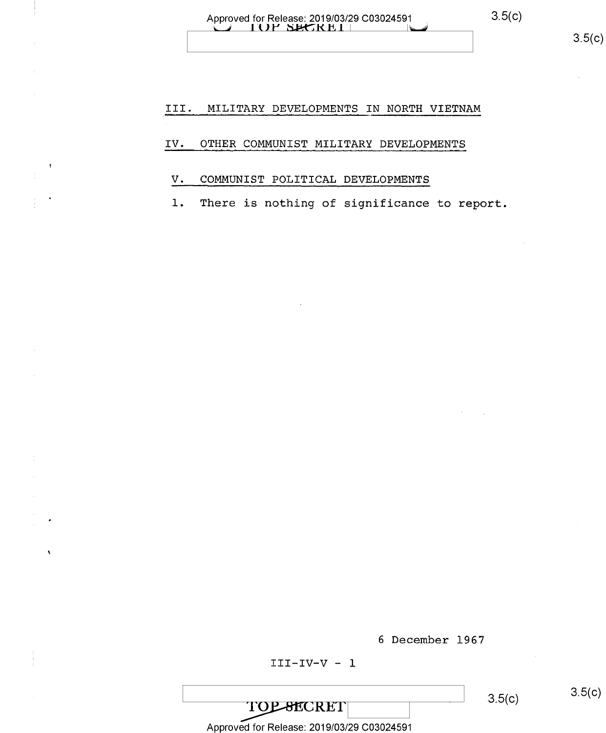## III. MILITARY DEVELOPMENTS IN NORTH VIETNAM

## IV. OTHER COMMUNIST MILITARY DEVELOPMENTS

## V. COMMUNIST POLITICAL DEVELOPMENTS

1. There is nothing of significance to report.

6 December 1967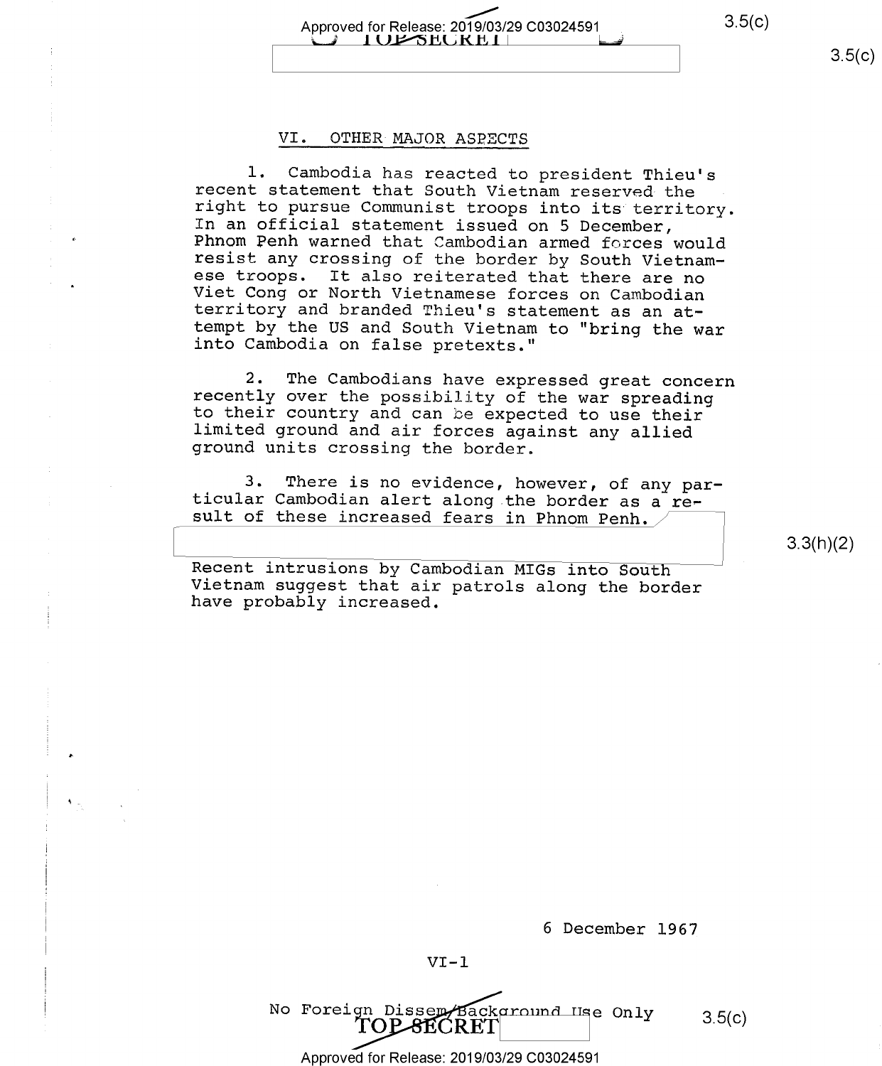## VI. OTHER MAJOR ASPECTS

1. Cambodia has reacted to president Thieu's recent statement that South Vietnam reserved the right to pursue Communist troops into its territory. In an official statement issued on 5 December, Phnom Penh warned that Cambodian armed forces would resist any crossing of the border by South Vietnamese troops. It also reiterated that there are no Viet Cong or North Vietnamese forces on Cambodian territory and branded Thieu's statement as an attempt by the US and South Vietnam to "bring the war into Cambodia on false pretexts."

2. The Cambodians have expressed great concern recently over the possibility of the war spreading to their country and can be expected to use their limited ground and air forces against any allied ground units crossing the border.

3. There is no evidence, however, of any particular Cambodian alert along the border as a result of these increased fears in Phnom Penh. [3.3(h)(2)] Recent intrusions by Cambodian MIGs into South Vietnam suggest that air patrols along the border have probably increased.

6 December 1967

VI-1

No Foreign Dissem/Background Use Only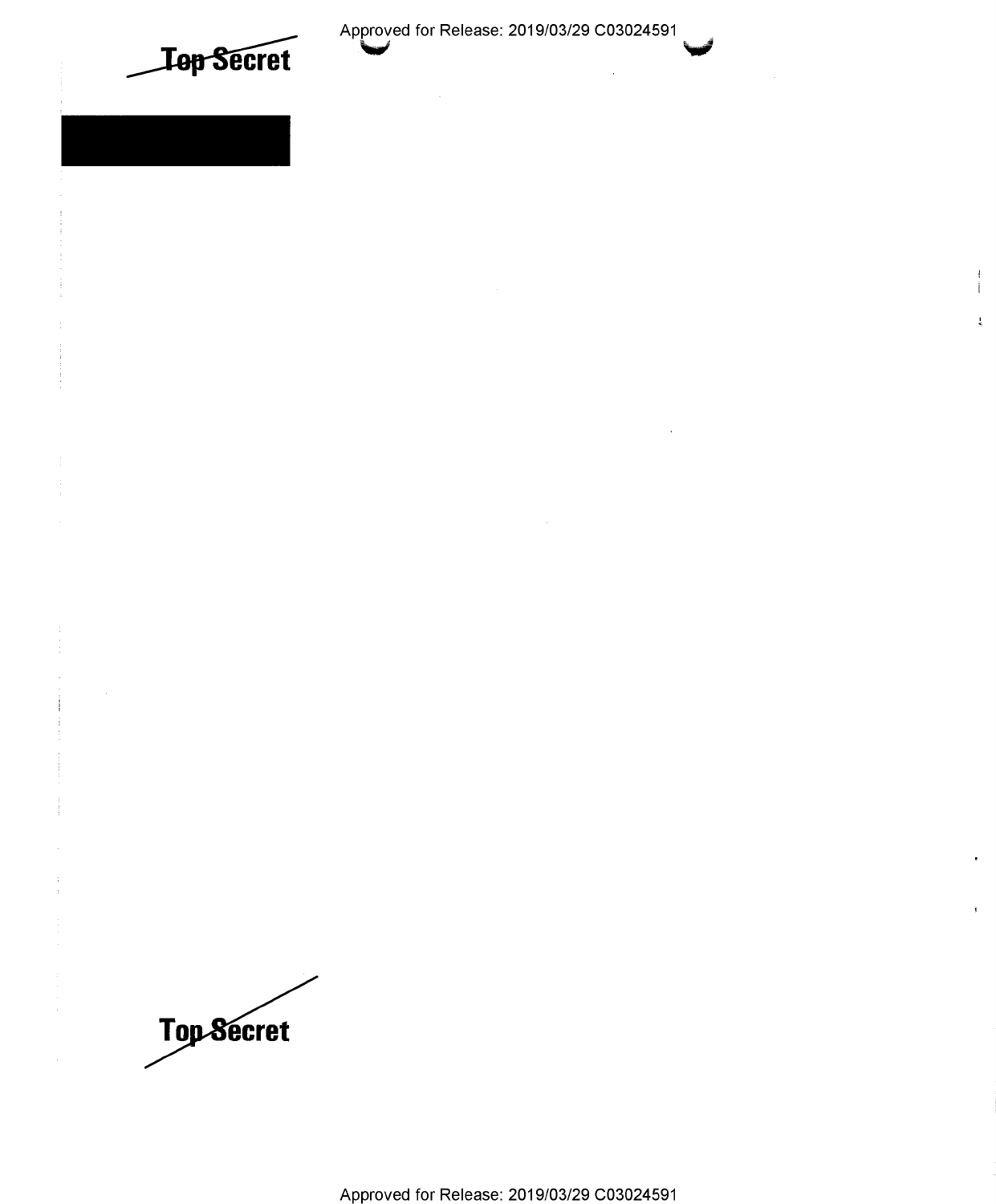Top Secret

Top Secret